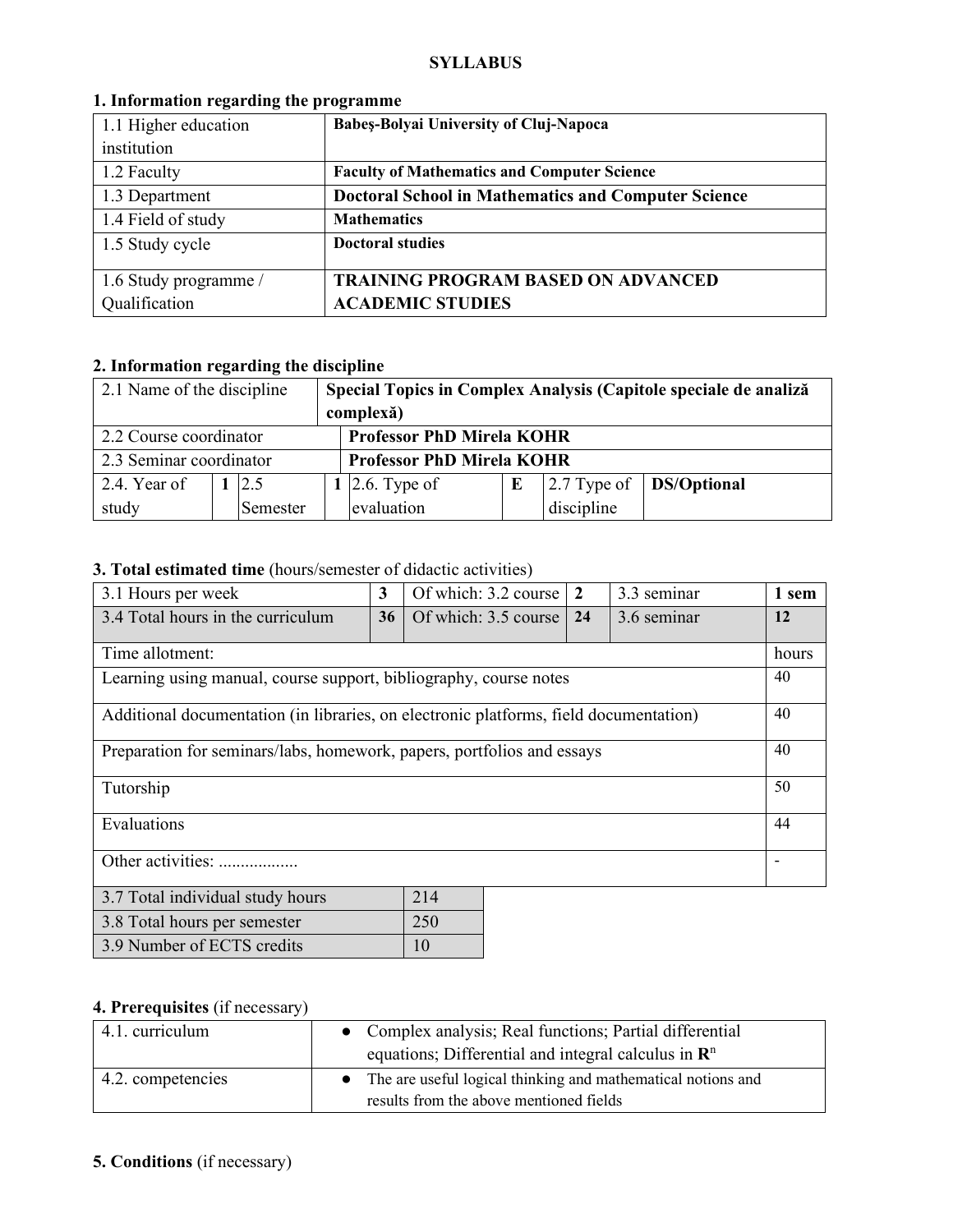**SYLLABUS**

**1. Information regarding the programme**

| | |
|---|---|
| 1.1 Higher education institution | **Babeş-Bolyai University of Cluj-Napoca** |
| 1.2 Faculty | **Faculty of Mathematics and Computer Science** |
| 1.3 Department | **Doctoral School in Mathematics and Computer Science** |
| 1.4 Field of study | **Mathematics** |
| 1.5 Study cycle | **Doctoral studies** |
| 1.6 Study programme / Qualification | **TRAINING PROGRAM BASED ON ADVANCED ACADEMIC STUDIES** |

**2. Information regarding the discipline**

| | | | | | | | |
|---|---|---|---|---|---|---|---|
| 2.1 Name of the discipline | **Special Topics in Complex Analysis (Capitole speciale de analiză complexă)** | | | | | | |
| 2.2 Course coordinator | **Professor PhD Mirela KOHR** | | | | | | |
| 2.3 Seminar coordinator | **Professor PhD Mirela KOHR** | | | | | | |
| 2.4. Year of study | **1** | 2.5 Semester | **1** | 2.6. Type of evaluation | **E** | 2.7 Type of discipline | **DS/Optional** |

**3. Total estimated time** (hours/semester of didactic activities)

| | | | | | |
|---|---|---|---|---|---|
| 3.1 Hours per week | **3** | Of which: 3.2 course | **2** | 3.3 seminar | **1 sem** |
| 3.4 Total hours in the curriculum | **36** | Of which: 3.5 course | **24** | 3.6 seminar | **12** |

| Time allotment: | hours |
|---|---|
| Learning using manual, course support, bibliography, course notes | 40 |
| Additional documentation (in libraries, on electronic platforms, field documentation) | 40 |
| Preparation for seminars/labs, homework, papers, portfolios and essays | 40 |
| Tutorship | 50 |
| Evaluations | 44 |
| Other activities: .................. | - |

| | |
|---|---|
| 3.7 Total individual study hours | 214 |
| 3.8 Total hours per semester | 250 |
| 3.9 Number of ECTS credits | 10 |

**4. Prerequisites** (if necessary)

| | |
|---|---|
| 4.1. curriculum | • Complex analysis; Real functions; Partial differential equations; Differential and integral calculus in $\mathbf{R}^n$ |
| 4.2. competencies | • The are useful logical thinking and mathematical notions and results from the above mentioned fields |

**5. Conditions** (if necessary)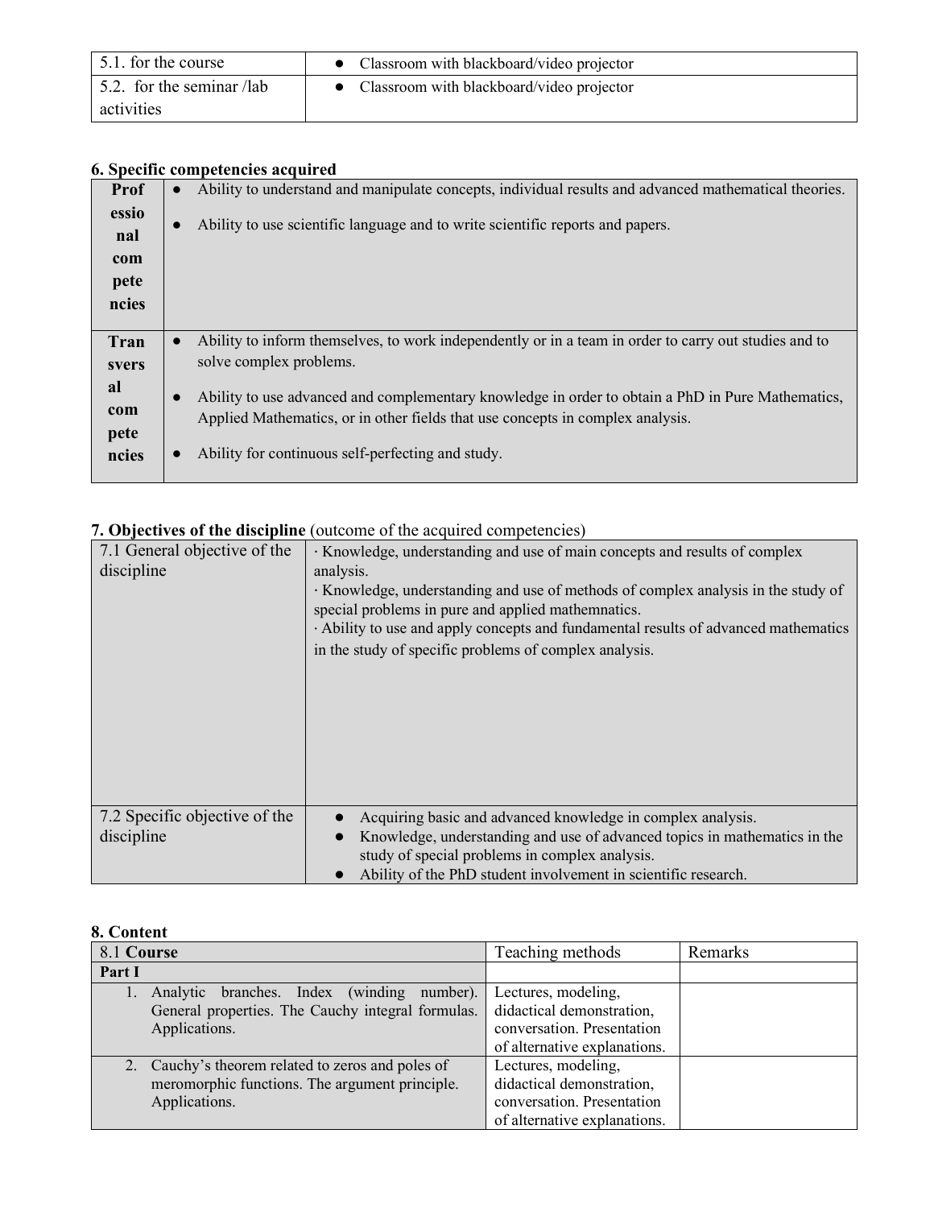| 5.1. for the course | ● Classroom with blackboard/video projector |
| --- | --- |
| 5.2. for the seminar /lab activities | ● Classroom with blackboard/video projector |

**6. Specific competencies acquired**

| | |
| --- | --- |
| **Professional competencies** | ● Ability to understand and manipulate concepts, individual results and advanced mathematical theories.<br>● Ability to use scientific language and to write scientific reports and papers. |
| **Transversal competencies** | ● Ability to inform themselves, to work independently or in a team in order to carry out studies and to solve complex problems.<br>● Ability to use advanced and complementary knowledge in order to obtain a PhD in Pure Mathematics, Applied Mathematics, or in other fields that use concepts in complex analysis.<br>● Ability for continuous self-perfecting and study. |

**7. Objectives of the discipline** (outcome of the acquired competencies)

| | |
| --- | --- |
| 7.1 General objective of the discipline | · Knowledge, understanding and use of main concepts and results of complex analysis.<br>· Knowledge, understanding and use of methods of complex analysis in the study of special problems in pure and applied mathemnatics.<br>· Ability to use and apply concepts and fundamental results of advanced mathematics in the study of specific problems of complex analysis. |
| 7.2 Specific objective of the discipline | ● Acquiring basic and advanced knowledge in complex analysis.<br>● Knowledge, understanding and use of advanced topics in mathematics in the study of special problems in complex analysis.<br>● Ability of the PhD student involvement in scientific research. |

**8. Content**

| 8.1 **Course** | Teaching methods | Remarks |
| --- | --- | --- |
| **Part I** | | |
| 1. Analytic branches. Index (winding number). General properties. The Cauchy integral formulas. Applications. | Lectures, modeling, didactical demonstration, conversation. Presentation of alternative explanations. | |
| 2. Cauchy's theorem related to zeros and poles of meromorphic functions. The argument principle. Applications. | Lectures, modeling, didactical demonstration, conversation. Presentation of alternative explanations. | |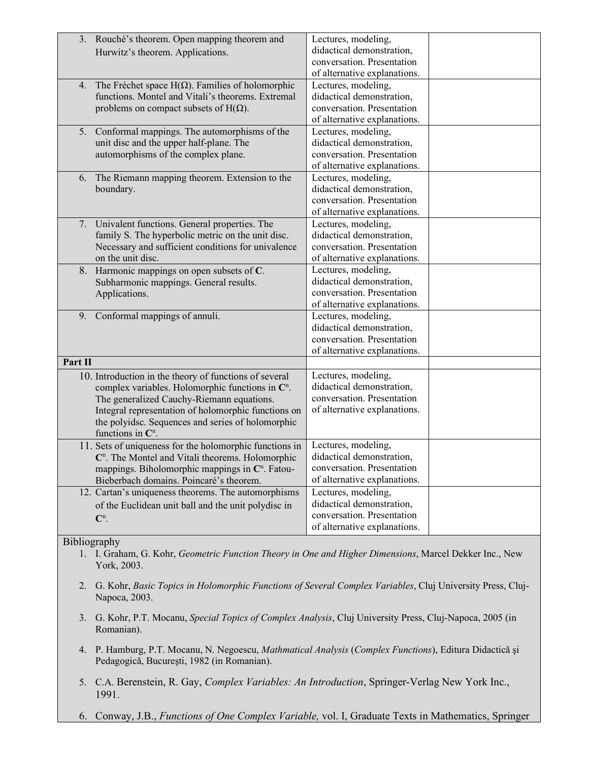| | | |
|---|---|---|
| 3. Rouché's theorem. Open mapping theorem and Hurwitz's theorem. Applications. | Lectures, modeling, didactical demonstration, conversation. Presentation of alternative explanations. | |
| 4. The Fréchet space H(Ω). Families of holomorphic functions. Montel and Vitali's theorems. Extremal problems on compact subsets of H(Ω). | Lectures, modeling, didactical demonstration, conversation. Presentation of alternative explanations. | |
| 5. Conformal mappings. The automorphisms of the unit disc and the upper half-plane. The automorphisms of the complex plane. | Lectures, modeling, didactical demonstration, conversation. Presentation of alternative explanations. | |
| 6. The Riemann mapping theorem. Extension to the boundary. | Lectures, modeling, didactical demonstration, conversation. Presentation of alternative explanations. | |
| 7. Univalent functions. General properties. The family S. The hyperbolic metric on the unit disc. Necessary and sufficient conditions for univalence on the unit disc. | Lectures, modeling, didactical demonstration, conversation. Presentation of alternative explanations. | |
| 8. Harmonic mappings on open subsets of **C**. Subharmonic mappings. General results. Applications. | Lectures, modeling, didactical demonstration, conversation. Presentation of alternative explanations. | |
| 9. Conformal mappings of annuli. | Lectures, modeling, didactical demonstration, conversation. Presentation of alternative explanations. | |
| **Part II** | | |
| 10. Introduction in the theory of functions of several complex variables. Holomorphic functions in $\mathbf{C}^n$. The generalized Cauchy-Riemann equations. Integral representation of holomorphic functions on the polyidsc. Sequences and series of holomorphic functions in $\mathbf{C}^n$. | Lectures, modeling, didactical demonstration, conversation. Presentation of alternative explanations. | |
| 11. Sets of uniqueness for the holomorphic functions in $\mathbf{C}^n$. The Montel and Vitali theorems. Holomorphic mappings. Biholomorphic mappings in $\mathbf{C}^n$. Fatou-Bieberbach domains. Poincaré's theorem. | Lectures, modeling, didactical demonstration, conversation. Presentation of alternative explanations. | |
| 12. Cartan's uniqueness theorems. The automorphisms of the Euclidean unit ball and the unit polydisc in $\mathbf{C}^n$. | Lectures, modeling, didactical demonstration, conversation. Presentation of alternative explanations. | |

Bibliography

1. I. Graham, G. Kohr, *Geometric Function Theory in One and Higher Dimensions*, Marcel Dekker Inc., New York, 2003.
2. G. Kohr, *Basic Topics in Holomorphic Functions of Several Complex Variables*, Cluj University Press, Cluj-Napoca, 2003.
3. G. Kohr, P.T. Mocanu, *Special Topics of Complex Analysis*, Cluj University Press, Cluj-Napoca, 2005 (in Romanian).
4. P. Hamburg, P.T. Mocanu, N. Negoescu, *Mathmatical Analysis* (*Complex Functions*), Editura Didactică şi Pedagogică, Bucureşti, 1982 (in Romanian).
5. C.A. Berenstein, R. Gay, *Complex Variables: An Introduction*, Springer-Verlag New York Inc., 1991.
6. Conway, J.B., *Functions of One Complex Variable,* vol. I, Graduate Texts in Mathematics, Springer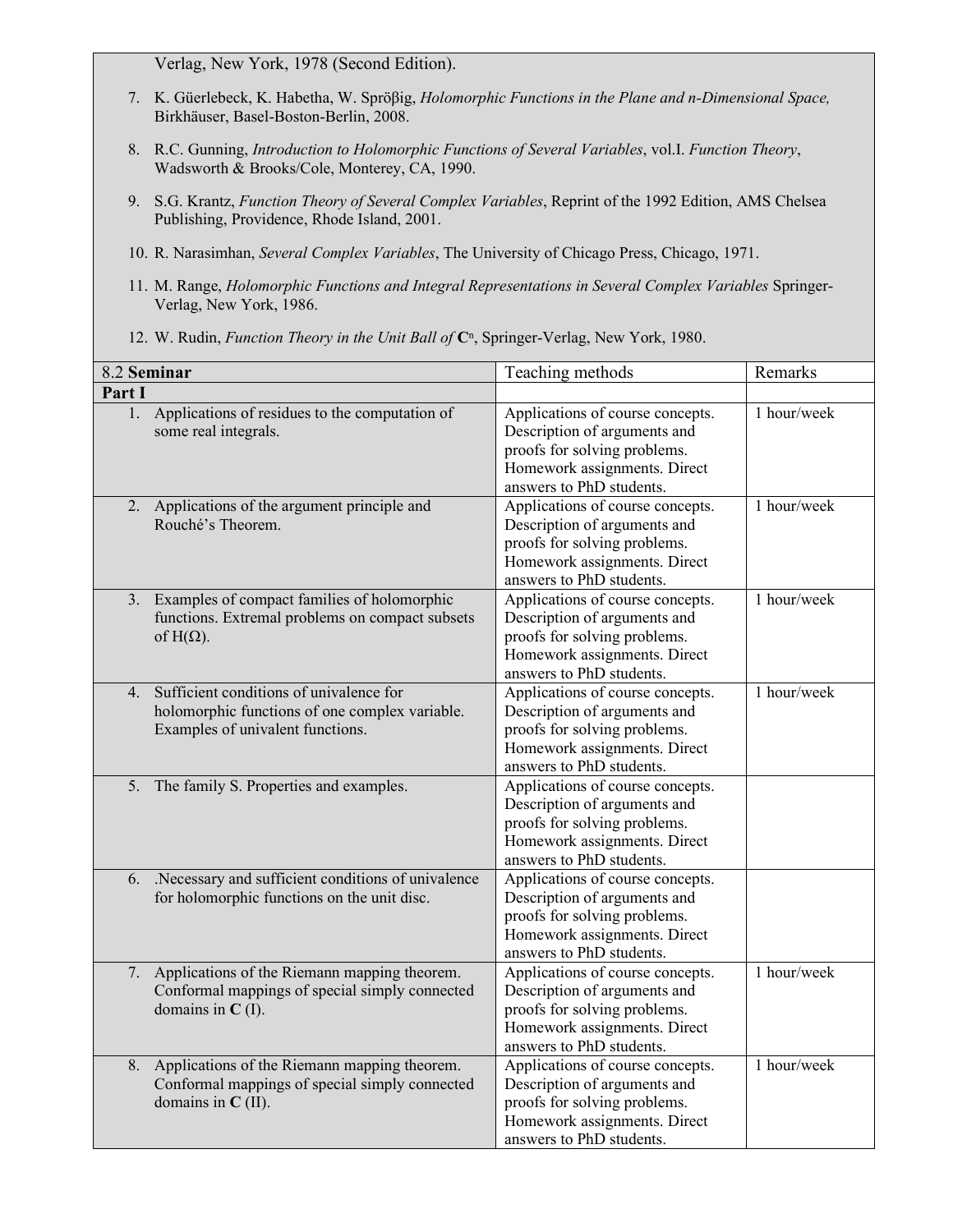Verlag, New York, 1978 (Second Edition).

7. K. Güerlebeck, K. Habetha, W. Spröβig, *Holomorphic Functions in the Plane and n-Dimensional Space,* Birkhäuser, Basel-Boston-Berlin, 2008.

8. R.C. Gunning, *Introduction to Holomorphic Functions of Several Variables*, vol.I. *Function Theory*, Wadsworth & Brooks/Cole, Monterey, CA, 1990.

9. S.G. Krantz, *Function Theory of Several Complex Variables*, Reprint of the 1992 Edition, AMS Chelsea Publishing, Providence, Rhode Island, 2001.

10. R. Narasimhan, *Several Complex Variables*, The University of Chicago Press, Chicago, 1971.

11. M. Range, *Holomorphic Functions and Integral Representations in Several Complex Variables* Springer-Verlag, New York, 1986.

12. W. Rudin, *Function Theory in the Unit Ball of* $\mathbf{C}^n$, Springer-Verlag, New York, 1980.

| 8.2 **Seminar** | Teaching methods | Remarks |
|---|---|---|
| **Part I** | | |
| 1. Applications of residues to the computation of some real integrals. | Applications of course concepts. Description of arguments and proofs for solving problems. Homework assignments. Direct answers to PhD students. | 1 hour/week |
| 2. Applications of the argument principle and Rouché's Theorem. | Applications of course concepts. Description of arguments and proofs for solving problems. Homework assignments. Direct answers to PhD students. | 1 hour/week |
| 3. Examples of compact families of holomorphic functions. Extremal problems on compact subsets of $H(\Omega)$. | Applications of course concepts. Description of arguments and proofs for solving problems. Homework assignments. Direct answers to PhD students. | 1 hour/week |
| 4. Sufficient conditions of univalence for holomorphic functions of one complex variable. Examples of univalent functions. | Applications of course concepts. Description of arguments and proofs for solving problems. Homework assignments. Direct answers to PhD students. | 1 hour/week |
| 5. The family S. Properties and examples. | Applications of course concepts. Description of arguments and proofs for solving problems. Homework assignments. Direct answers to PhD students. | |
| 6. .Necessary and sufficient conditions of univalence for holomorphic functions on the unit disc. | Applications of course concepts. Description of arguments and proofs for solving problems. Homework assignments. Direct answers to PhD students. | |
| 7. Applications of the Riemann mapping theorem. Conformal mappings of special simply connected domains in **C** (I). | Applications of course concepts. Description of arguments and proofs for solving problems. Homework assignments. Direct answers to PhD students. | 1 hour/week |
| 8. Applications of the Riemann mapping theorem. Conformal mappings of special simply connected domains in **C** (II). | Applications of course concepts. Description of arguments and proofs for solving problems. Homework assignments. Direct answers to PhD students. | 1 hour/week |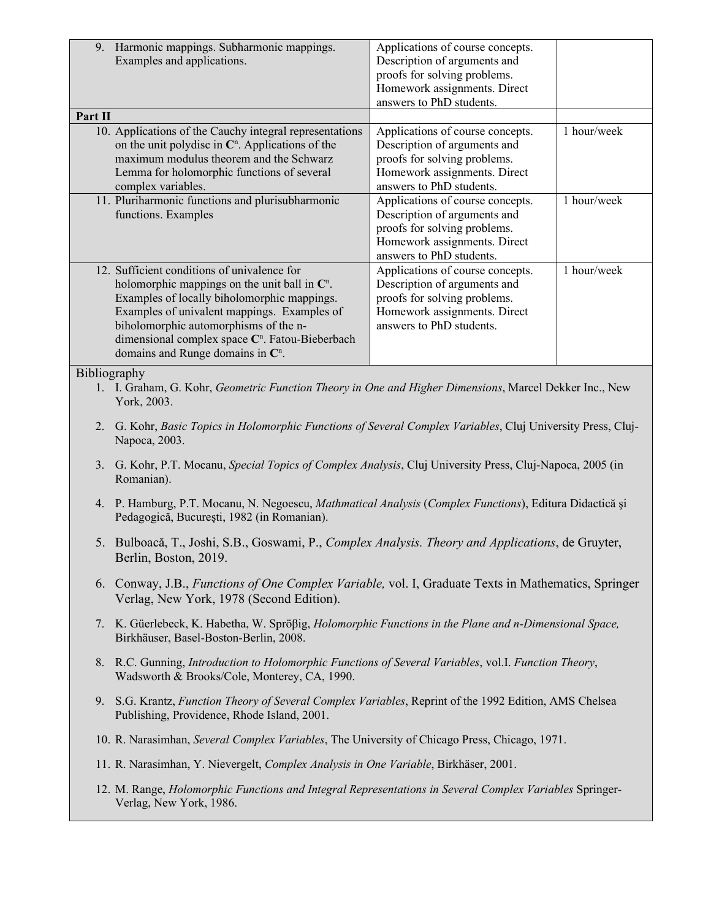| | | |
|---|---|---|
| 9. Harmonic mappings. Subharmonic mappings. Examples and applications. | Applications of course concepts. Description of arguments and proofs for solving problems. Homework assignments. Direct answers to PhD students. | |
| **Part II** | | |
| 10. Applications of the Cauchy integral representations on the unit polydisc in $\mathbf{C}^n$. Applications of the maximum modulus theorem and the Schwarz Lemma for holomorphic functions of several complex variables. | Applications of course concepts. Description of arguments and proofs for solving problems. Homework assignments. Direct answers to PhD students. | 1 hour/week |
| 11. Pluriharmonic functions and plurisubharmonic functions. Examples | Applications of course concepts. Description of arguments and proofs for solving problems. Homework assignments. Direct answers to PhD students. | 1 hour/week |
| 12. Sufficient conditions of univalence for holomorphic mappings on the unit ball in $\mathbf{C}^n$. Examples of locally biholomorphic mappings. Examples of univalent mappings. Examples of biholomorphic automorphisms of the n-dimensional complex space $\mathbf{C}^n$. Fatou-Bieberbach domains and Runge domains in $\mathbf{C}^n$. | Applications of course concepts. Description of arguments and proofs for solving problems. Homework assignments. Direct answers to PhD students. | 1 hour/week |

Bibliography

1. I. Graham, G. Kohr, *Geometric Function Theory in One and Higher Dimensions*, Marcel Dekker Inc., New York, 2003.
2. G. Kohr, *Basic Topics in Holomorphic Functions of Several Complex Variables*, Cluj University Press, Cluj-Napoca, 2003.
3. G. Kohr, P.T. Mocanu, *Special Topics of Complex Analysis*, Cluj University Press, Cluj-Napoca, 2005 (in Romanian).
4. P. Hamburg, P.T. Mocanu, N. Negoescu, *Mathmatical Analysis* (*Complex Functions*), Editura Didactică şi Pedagogică, Bucureşti, 1982 (in Romanian).
5. Bulboacă, T., Joshi, S.B., Goswami, P., *Complex Analysis. Theory and Applications*, de Gruyter, Berlin, Boston, 2019.
6. Conway, J.B., *Functions of One Complex Variable,* vol. I, Graduate Texts in Mathematics, Springer Verlag, New York, 1978 (Second Edition).
7. K. Güerlebeck, K. Habetha, W. Spröβig, *Holomorphic Functions in the Plane and n-Dimensional Space,* Birkhäuser, Basel-Boston-Berlin, 2008.
8. R.C. Gunning, *Introduction to Holomorphic Functions of Several Variables*, vol.I. *Function Theory*, Wadsworth & Brooks/Cole, Monterey, CA, 1990.
9. S.G. Krantz, *Function Theory of Several Complex Variables*, Reprint of the 1992 Edition, AMS Chelsea Publishing, Providence, Rhode Island, 2001.
10. R. Narasimhan, *Several Complex Variables*, The University of Chicago Press, Chicago, 1971.
11. R. Narasimhan, Y. Nievergelt, *Complex Analysis in One Variable*, Birkhäser, 2001.
12. M. Range, *Holomorphic Functions and Integral Representations in Several Complex Variables* Springer-Verlag, New York, 1986.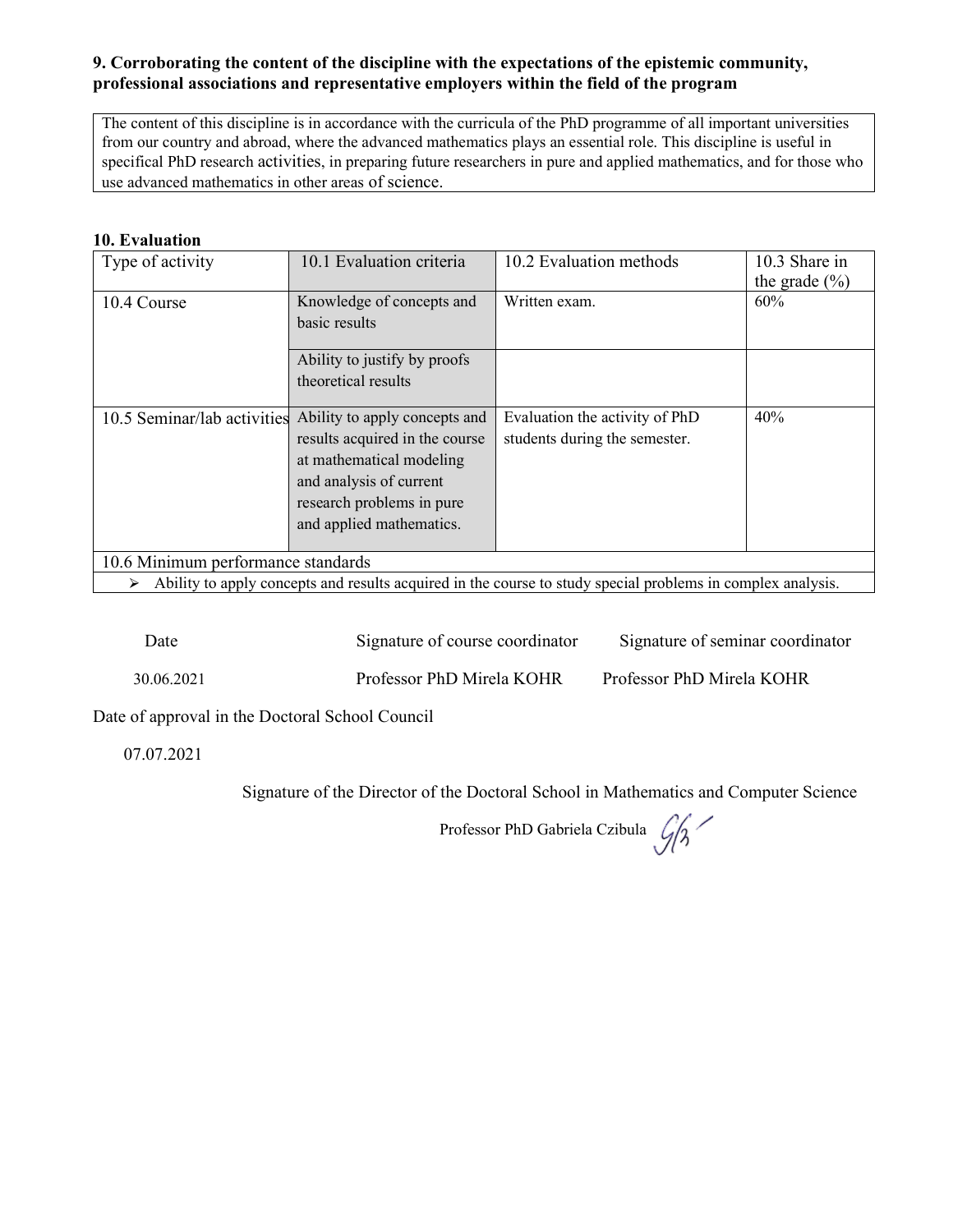**9. Corroborating the content of the discipline with the expectations of the epistemic community, professional associations and representative employers within the field of the program**

The content of this discipline is in accordance with the curricula of the PhD programme of all important universities from our country and abroad, where the advanced mathematics plays an essential role. This discipline is useful in specifical PhD research activities, in preparing future researchers in pure and applied mathematics, and for those who use advanced mathematics in other areas of science.

**10. Evaluation**

| Type of activity | 10.1 Evaluation criteria | 10.2 Evaluation methods | 10.3 Share in the grade (%) |
|---|---|---|---|
| 10.4 Course | Knowledge of concepts and basic results | Written exam. | 60% |
| | Ability to justify by proofs theoretical results | | |
| 10.5 Seminar/lab activities | Ability to apply concepts and results acquired in the course at mathematical modeling and analysis of current research problems in pure and applied mathematics. | Evaluation the activity of PhD students during the semester. | 40% |
| 10.6 Minimum performance standards | | | |
| ➢ Ability to apply concepts and results acquired in the course to study special problems in complex analysis. | | | |

| Date | Signature of course coordinator | Signature of seminar coordinator |
|---|---|---|
| 30.06.2021 | Professor PhD Mirela KOHR | Professor PhD Mirela KOHR |

Date of approval in the Doctoral School Council

07.07.2021

Signature of the Director of the Doctoral School in Mathematics and Computer Science

Professor PhD Gabriela Czibula